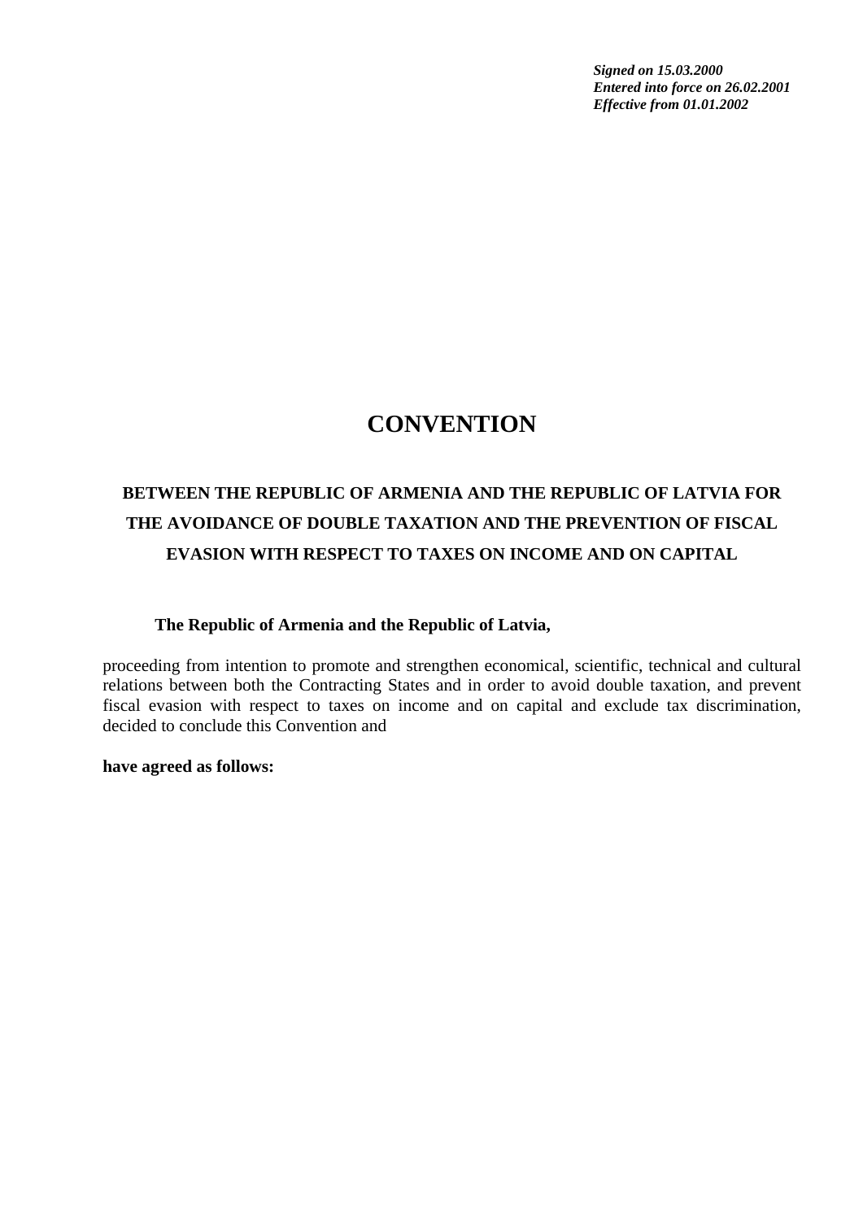*Signed on 15.03.2000*
*Entered into force on 26.02.2001*
*Effective from 01.01.2002*

# CONVENTION

## BETWEEN THE REPUBLIC OF ARMENIA AND THE REPUBLIC OF LATVIA FOR THE AVOIDANCE OF DOUBLE TAXATION AND THE PREVENTION OF FISCAL EVASION WITH RESPECT TO TAXES ON INCOME AND ON CAPITAL

**The Republic of Armenia and the Republic of Latvia,**

proceeding from intention to promote and strengthen economical, scientific, technical and cultural relations between both the Contracting States and in order to avoid double taxation, and prevent fiscal evasion with respect to taxes on income and on capital and exclude tax discrimination, decided to conclude this Convention and

**have agreed as follows:**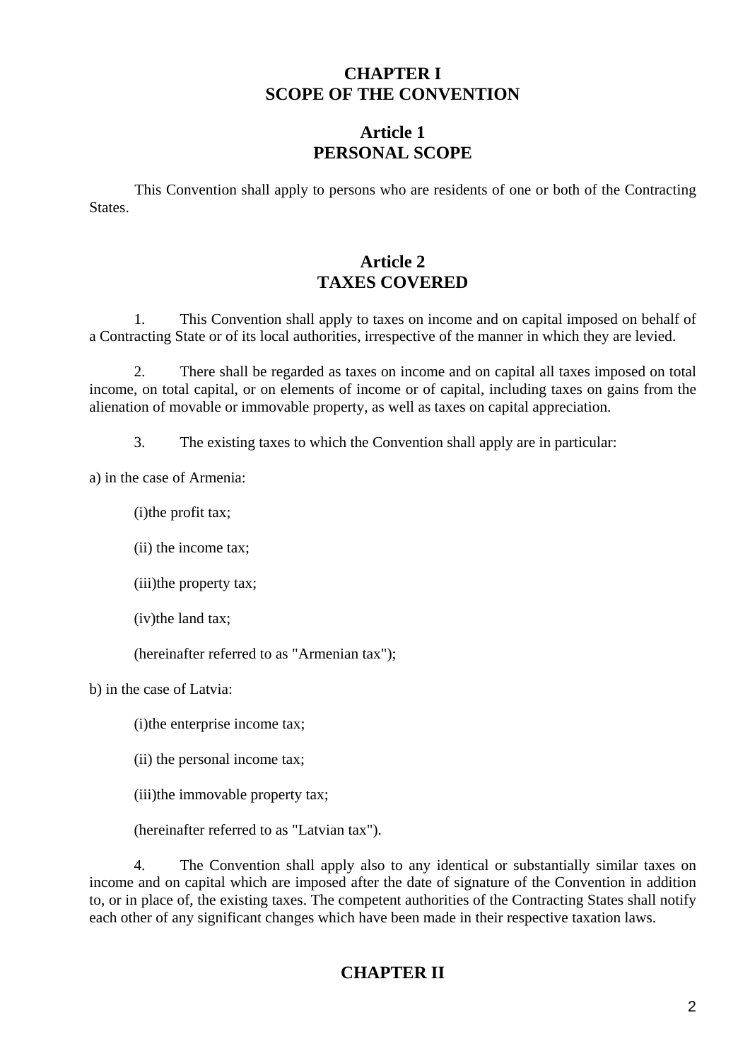# CHAPTER I
# SCOPE OF THE CONVENTION

## Article 1
## PERSONAL SCOPE

This Convention shall apply to persons who are residents of one or both of the Contracting States.

## Article 2
## TAXES COVERED

1. This Convention shall apply to taxes on income and on capital imposed on behalf of a Contracting State or of its local authorities, irrespective of the manner in which they are levied.

2. There shall be regarded as taxes on income and on capital all taxes imposed on total income, on total capital, or on elements of income or of capital, including taxes on gains from the alienation of movable or immovable property, as well as taxes on capital appreciation.

3. The existing taxes to which the Convention shall apply are in particular:

a) in the case of Armenia:

(i)the profit tax;

(ii) the income tax;

(iii)the property tax;

(iv)the land tax;

(hereinafter referred to as "Armenian tax");

b) in the case of Latvia:

(i)the enterprise income tax;

(ii) the personal income tax;

(iii)the immovable property tax;

(hereinafter referred to as "Latvian tax").

4. The Convention shall apply also to any identical or substantially similar taxes on income and on capital which are imposed after the date of signature of the Convention in addition to, or in place of, the existing taxes. The competent authorities of the Contracting States shall notify each other of any significant changes which have been made in their respective taxation laws.

# CHAPTER II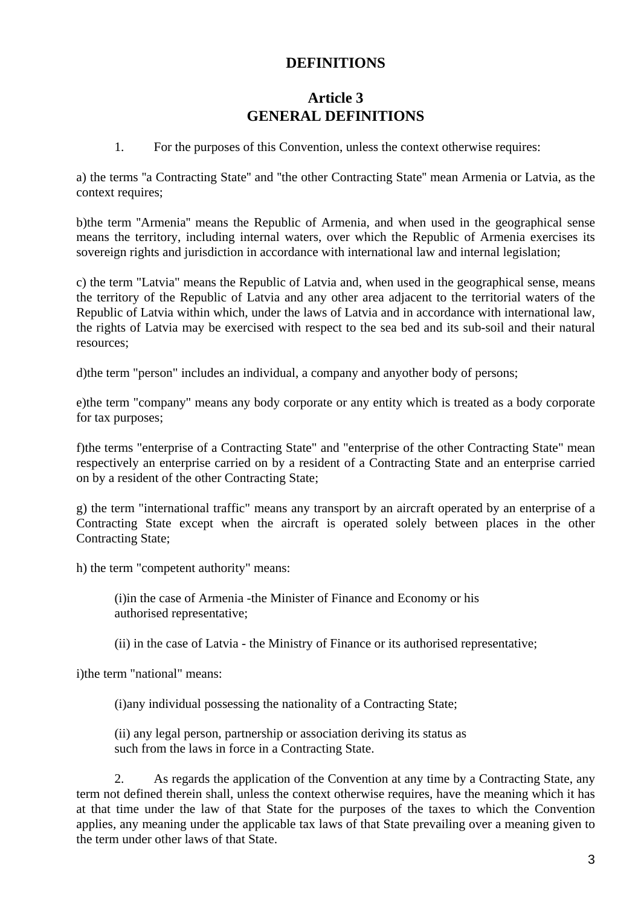## DEFINITIONS

### Article 3
### GENERAL DEFINITIONS

1. For the purposes of this Convention, unless the context otherwise requires:

a) the terms "a Contracting State" and "the other Contracting State" mean Armenia or Latvia, as the context requires;

b)the term "Armenia" means the Republic of Armenia, and when used in the geographical sense means the territory, including internal waters, over which the Republic of Armenia exercises its sovereign rights and jurisdiction in accordance with international law and internal legislation;

c) the term "Latvia" means the Republic of Latvia and, when used in the geographical sense, means the territory of the Republic of Latvia and any other area adjacent to the territorial waters of the Republic of Latvia within which, under the laws of Latvia and in accordance with international law, the rights of Latvia may be exercised with respect to the sea bed and its sub-soil and their natural resources;

d)the term "person" includes an individual, a company and anyother body of persons;

e)the term "company" means any body corporate or any entity which is treated as a body corporate for tax purposes;

f)the terms "enterprise of a Contracting State" and "enterprise of the other Contracting State" mean respectively an enterprise carried on by a resident of a Contracting State and an enterprise carried on by a resident of the other Contracting State;

g) the term "international traffic" means any transport by an aircraft operated by an enterprise of a Contracting State except when the aircraft is operated solely between places in the other Contracting State;

h) the term "competent authority" means:

(i)in the case of Armenia -the Minister of Finance and Economy or his authorised representative;

(ii) in the case of Latvia - the Ministry of Finance or its authorised representative;

i)the term "national" means:

(i)any individual possessing the nationality of a Contracting State;

(ii) any legal person, partnership or association deriving its status as such from the laws in force in a Contracting State.

2. As regards the application of the Convention at any time by a Contracting State, any term not defined therein shall, unless the context otherwise requires, have the meaning which it has at that time under the law of that State for the purposes of the taxes to which the Convention applies, any meaning under the applicable tax laws of that State prevailing over a meaning given to the term under other laws of that State.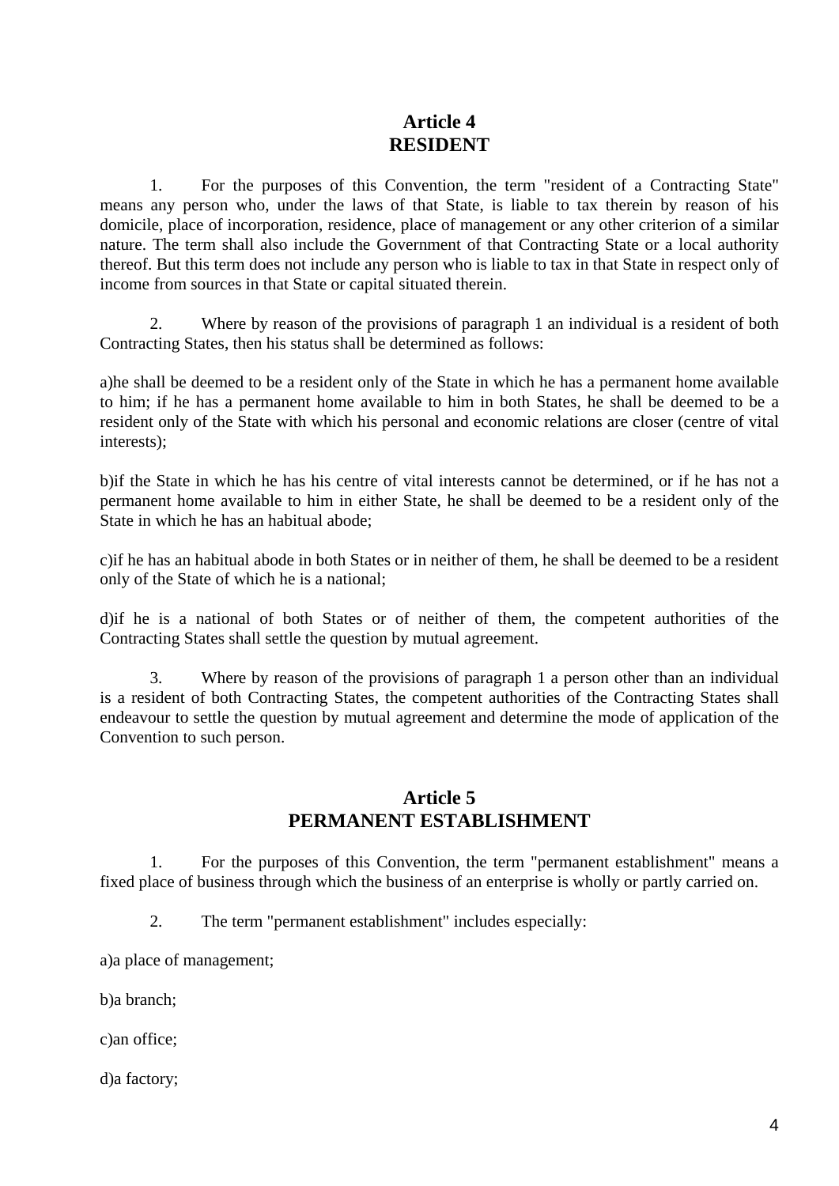## Article 4
## RESIDENT

1. For the purposes of this Convention, the term "resident of a Contracting State" means any person who, under the laws of that State, is liable to tax therein by reason of his domicile, place of incorporation, residence, place of management or any other criterion of a similar nature. The term shall also include the Government of that Contracting State or a local authority thereof. But this term does not include any person who is liable to tax in that State in respect only of income from sources in that State or capital situated therein.

2. Where by reason of the provisions of paragraph 1 an individual is a resident of both Contracting States, then his status shall be determined as follows:

a)he shall be deemed to be a resident only of the State in which he has a permanent home available to him; if he has a permanent home available to him in both States, he shall be deemed to be a resident only of the State with which his personal and economic relations are closer (centre of vital interests);

b)if the State in which he has his centre of vital interests cannot be determined, or if he has not a permanent home available to him in either State, he shall be deemed to be a resident only of the State in which he has an habitual abode;

c)if he has an habitual abode in both States or in neither of them, he shall be deemed to be a resident only of the State of which he is a national;

d)if he is a national of both States or of neither of them, the competent authorities of the Contracting States shall settle the question by mutual agreement.

3. Where by reason of the provisions of paragraph 1 a person other than an individual is a resident of both Contracting States, the competent authorities of the Contracting States shall endeavour to settle the question by mutual agreement and determine the mode of application of the Convention to such person.

## Article 5
## PERMANENT ESTABLISHMENT

1. For the purposes of this Convention, the term "permanent establishment" means a fixed place of business through which the business of an enterprise is wholly or partly carried on.

2. The term "permanent establishment" includes especially:

a)a place of management;

b)a branch;

c)an office;

d)a factory;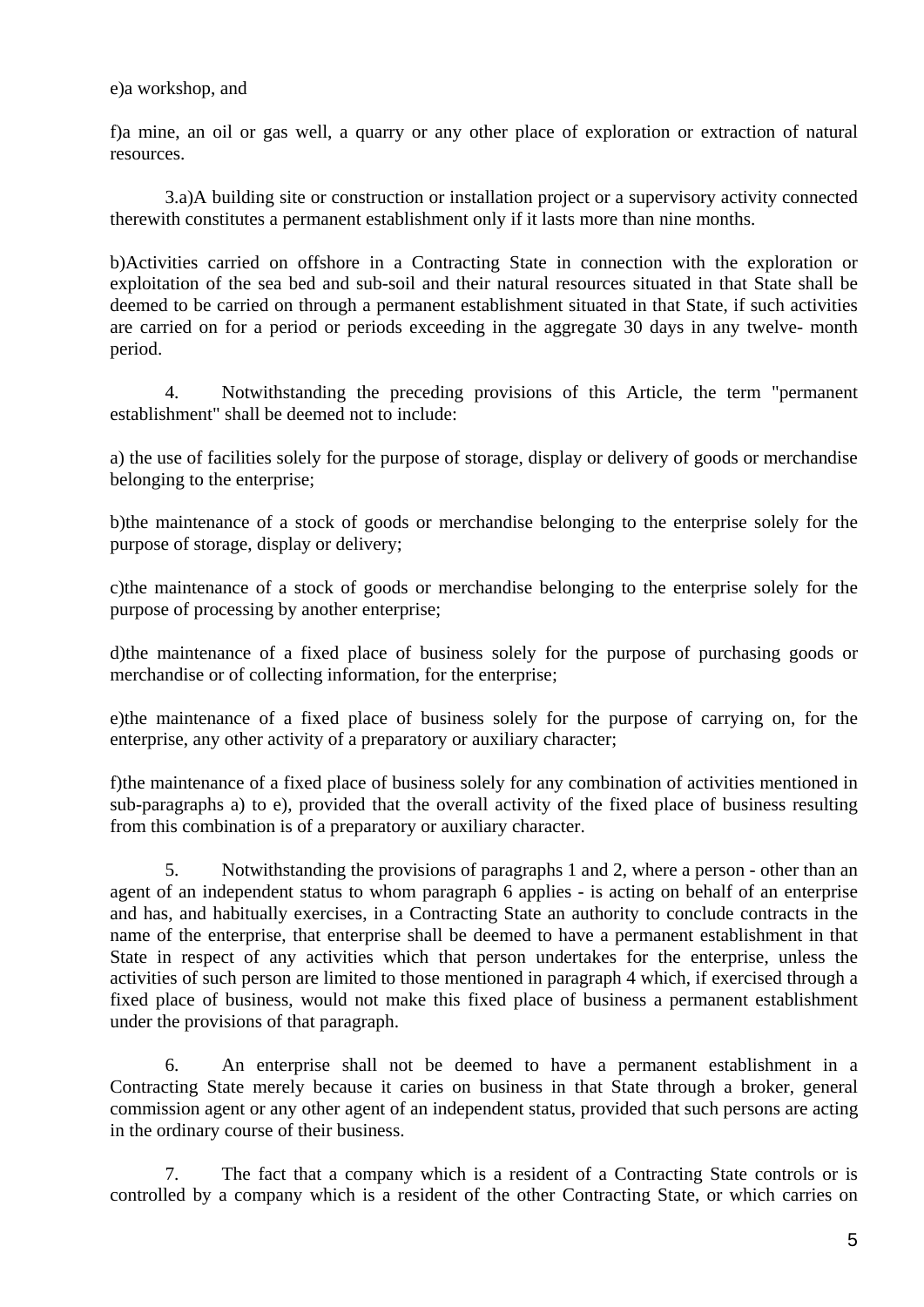e)a workshop, and

f)a mine, an oil or gas well, a quarry or any other place of exploration or extraction of natural resources.

3.a)A building site or construction or installation project or a supervisory activity connected therewith constitutes a permanent establishment only if it lasts more than nine months.

b)Activities carried on offshore in a Contracting State in connection with the exploration or exploitation of the sea bed and sub-soil and their natural resources situated in that State shall be deemed to be carried on through a permanent establishment situated in that State, if such activities are carried on for a period or periods exceeding in the aggregate 30 days in any twelve- month period.

4. Notwithstanding the preceding provisions of this Article, the term "permanent establishment" shall be deemed not to include:

a) the use of facilities solely for the purpose of storage, display or delivery of goods or merchandise belonging to the enterprise;

b)the maintenance of a stock of goods or merchandise belonging to the enterprise solely for the purpose of storage, display or delivery;

c)the maintenance of a stock of goods or merchandise belonging to the enterprise solely for the purpose of processing by another enterprise;

d)the maintenance of a fixed place of business solely for the purpose of purchasing goods or merchandise or of collecting information, for the enterprise;

e)the maintenance of a fixed place of business solely for the purpose of carrying on, for the enterprise, any other activity of a preparatory or auxiliary character;

f)the maintenance of a fixed place of business solely for any combination of activities mentioned in sub-paragraphs a) to e), provided that the overall activity of the fixed place of business resulting from this combination is of a preparatory or auxiliary character.

5. Notwithstanding the provisions of paragraphs 1 and 2, where a person - other than an agent of an independent status to whom paragraph 6 applies - is acting on behalf of an enterprise and has, and habitually exercises, in a Contracting State an authority to conclude contracts in the name of the enterprise, that enterprise shall be deemed to have a permanent establishment in that State in respect of any activities which that person undertakes for the enterprise, unless the activities of such person are limited to those mentioned in paragraph 4 which, if exercised through a fixed place of business, would not make this fixed place of business a permanent establishment under the provisions of that paragraph.

6. An enterprise shall not be deemed to have a permanent establishment in a Contracting State merely because it caries on business in that State through a broker, general commission agent or any other agent of an independent status, provided that such persons are acting in the ordinary course of their business.

7. The fact that a company which is a resident of a Contracting State controls or is controlled by a company which is a resident of the other Contracting State, or which carries on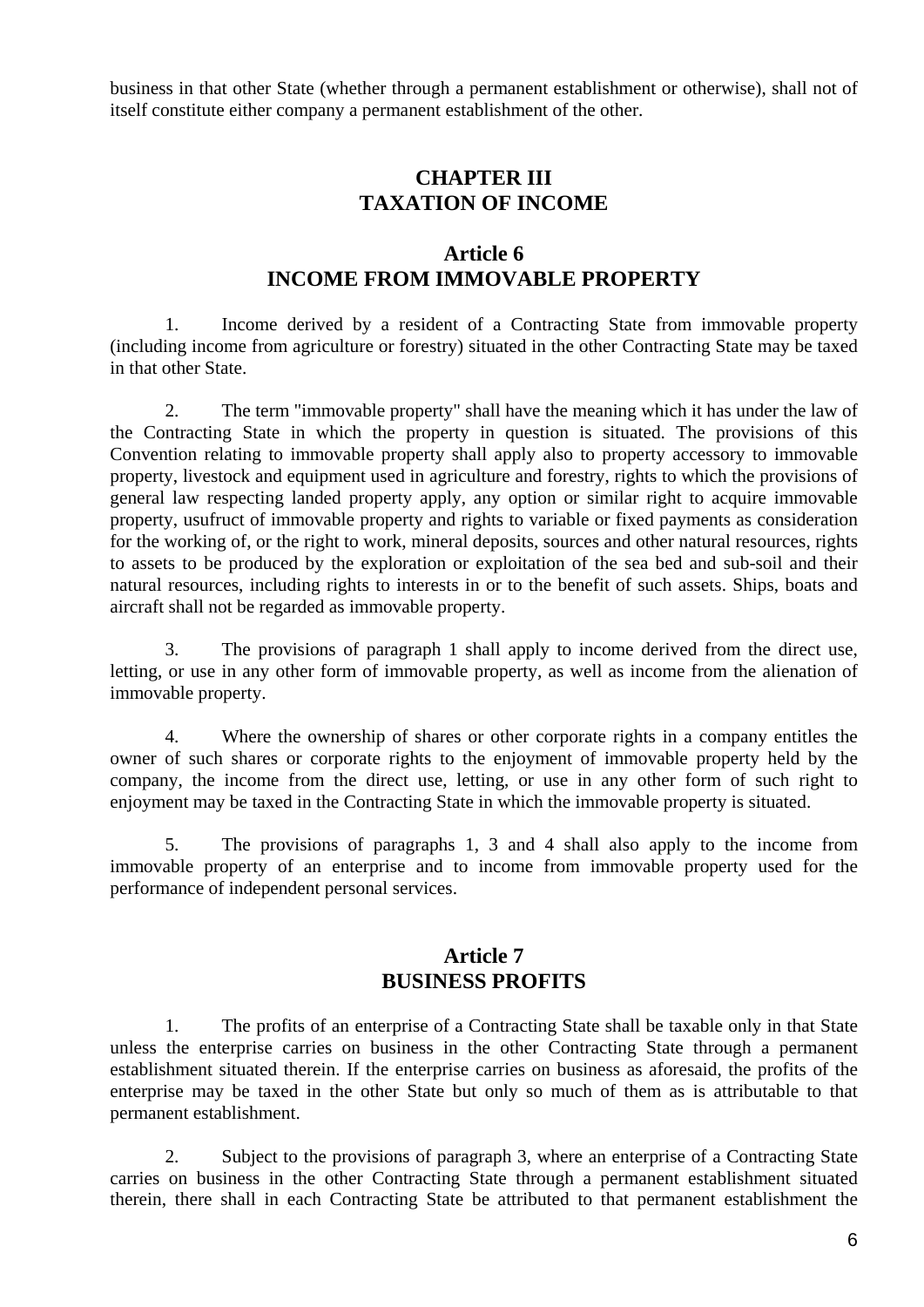business in that other State (whether through a permanent establishment or otherwise), shall not of itself constitute either company a permanent establishment of the other.

## CHAPTER III
## TAXATION OF INCOME

### Article 6
### INCOME FROM IMMOVABLE PROPERTY

1. Income derived by a resident of a Contracting State from immovable property (including income from agriculture or forestry) situated in the other Contracting State may be taxed in that other State.

2. The term "immovable property" shall have the meaning which it has under the law of the Contracting State in which the property in question is situated. The provisions of this Convention relating to immovable property shall apply also to property accessory to immovable property, livestock and equipment used in agriculture and forestry, rights to which the provisions of general law respecting landed property apply, any option or similar right to acquire immovable property, usufruct of immovable property and rights to variable or fixed payments as consideration for the working of, or the right to work, mineral deposits, sources and other natural resources, rights to assets to be produced by the exploration or exploitation of the sea bed and sub-soil and their natural resources, including rights to interests in or to the benefit of such assets. Ships, boats and aircraft shall not be regarded as immovable property.

3. The provisions of paragraph 1 shall apply to income derived from the direct use, letting, or use in any other form of immovable property, as well as income from the alienation of immovable property.

4. Where the ownership of shares or other corporate rights in a company entitles the owner of such shares or corporate rights to the enjoyment of immovable property held by the company, the income from the direct use, letting, or use in any other form of such right to enjoyment may be taxed in the Contracting State in which the immovable property is situated.

5. The provisions of paragraphs 1, 3 and 4 shall also apply to the income from immovable property of an enterprise and to income from immovable property used for the performance of independent personal services.

### Article 7
### BUSINESS PROFITS

1. The profits of an enterprise of a Contracting State shall be taxable only in that State unless the enterprise carries on business in the other Contracting State through a permanent establishment situated therein. If the enterprise carries on business as aforesaid, the profits of the enterprise may be taxed in the other State but only so much of them as is attributable to that permanent establishment.

2. Subject to the provisions of paragraph 3, where an enterprise of a Contracting State carries on business in the other Contracting State through a permanent establishment situated therein, there shall in each Contracting State be attributed to that permanent establishment the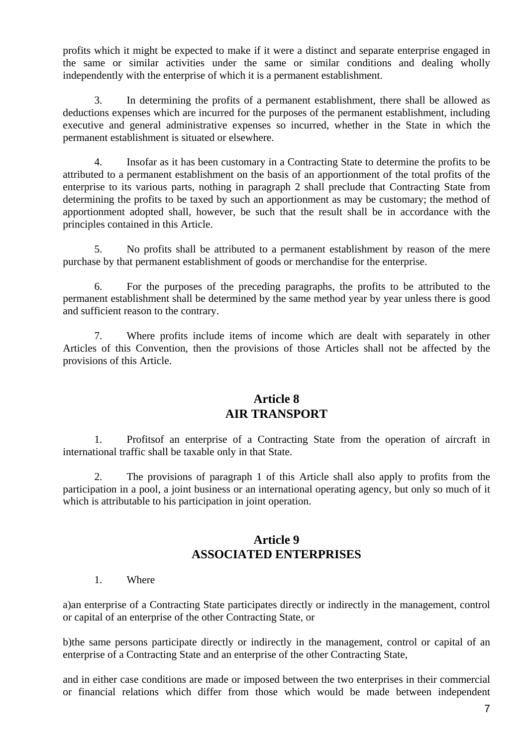profits which it might be expected to make if it were a distinct and separate enterprise engaged in the same or similar activities under the same or similar conditions and dealing wholly independently with the enterprise of which it is a permanent establishment.

3. In determining the profits of a permanent establishment, there shall be allowed as deductions expenses which are incurred for the purposes of the permanent establishment, including executive and general administrative expenses so incurred, whether in the State in which the permanent establishment is situated or elsewhere.

4. Insofar as it has been customary in a Contracting State to determine the profits to be attributed to a permanent establishment on the basis of an apportionment of the total profits of the enterprise to its various parts, nothing in paragraph 2 shall preclude that Contracting State from determining the profits to be taxed by such an apportionment as may be customary; the method of apportionment adopted shall, however, be such that the result shall be in accordance with the principles contained in this Article.

5. No profits shall be attributed to a permanent establishment by reason of the mere purchase by that permanent establishment of goods or merchandise for the enterprise.

6. For the purposes of the preceding paragraphs, the profits to be attributed to the permanent establishment shall be determined by the same method year by year unless there is good and sufficient reason to the contrary.

7. Where profits include items of income which are dealt with separately in other Articles of this Convention, then the provisions of those Articles shall not be affected by the provisions of this Article.

## Article 8
## AIR TRANSPORT

1. Profitsof an enterprise of a Contracting State from the operation of aircraft in international traffic shall be taxable only in that State.

2. The provisions of paragraph 1 of this Article shall also apply to profits from the participation in a pool, a joint business or an international operating agency, but only so much of it which is attributable to his participation in joint operation.

## Article 9
## ASSOCIATED ENTERPRISES

1. Where

a)an enterprise of a Contracting State participates directly or indirectly in the management, control or capital of an enterprise of the other Contracting State, or

b)the same persons participate directly or indirectly in the management, control or capital of an enterprise of a Contracting State and an enterprise of the other Contracting State,

and in either case conditions are made or imposed between the two enterprises in their commercial or financial relations which differ from those which would be made between independent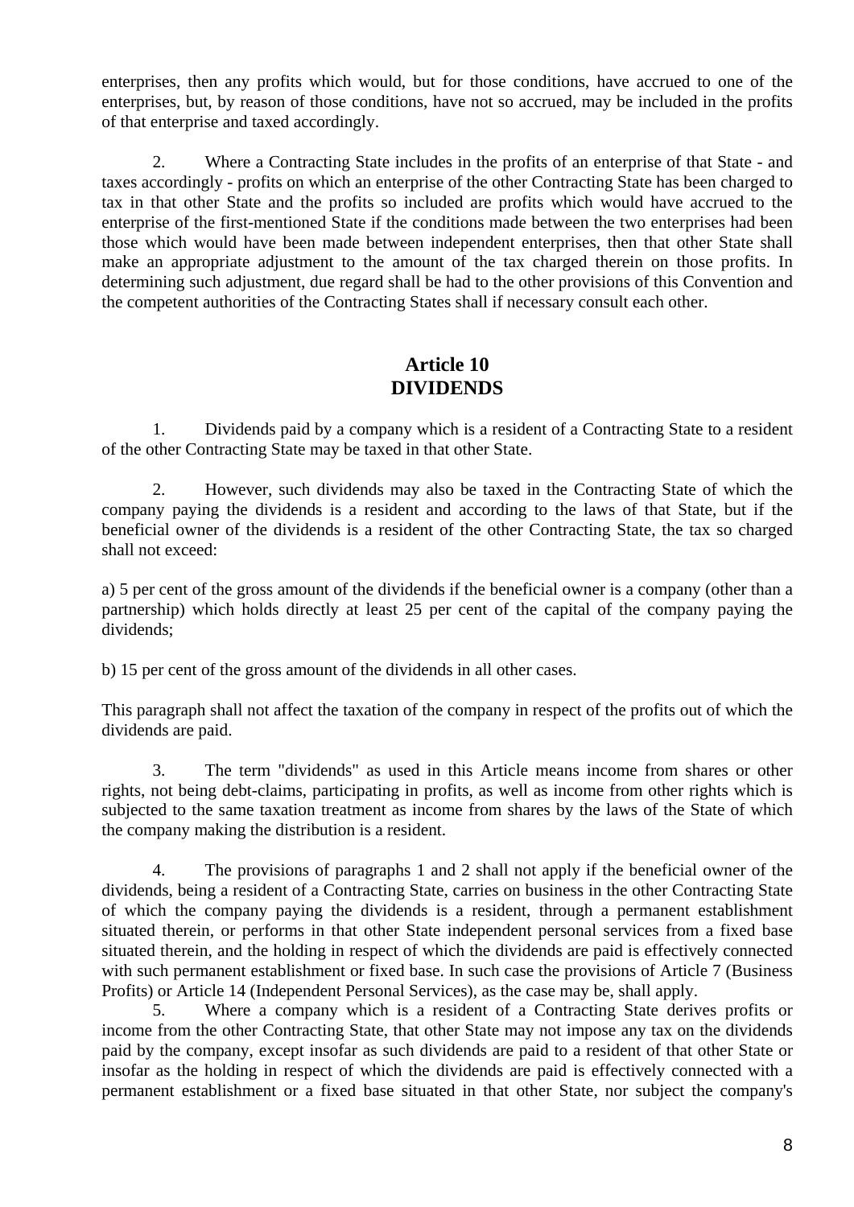enterprises, then any profits which would, but for those conditions, have accrued to one of the enterprises, but, by reason of those conditions, have not so accrued, may be included in the profits of that enterprise and taxed accordingly.

2. Where a Contracting State includes in the profits of an enterprise of that State - and taxes accordingly - profits on which an enterprise of the other Contracting State has been charged to tax in that other State and the profits so included are profits which would have accrued to the enterprise of the first-mentioned State if the conditions made between the two enterprises had been those which would have been made between independent enterprises, then that other State shall make an appropriate adjustment to the amount of the tax charged therein on those profits. In determining such adjustment, due regard shall be had to the other provisions of this Convention and the competent authorities of the Contracting States shall if necessary consult each other.

## Article 10
## DIVIDENDS

1. Dividends paid by a company which is a resident of a Contracting State to a resident of the other Contracting State may be taxed in that other State.

2. However, such dividends may also be taxed in the Contracting State of which the company paying the dividends is a resident and according to the laws of that State, but if the beneficial owner of the dividends is a resident of the other Contracting State, the tax so charged shall not exceed:

a) 5 per cent of the gross amount of the dividends if the beneficial owner is a company (other than a partnership) which holds directly at least 25 per cent of the capital of the company paying the dividends;

b) 15 per cent of the gross amount of the dividends in all other cases.

This paragraph shall not affect the taxation of the company in respect of the profits out of which the dividends are paid.

3. The term "dividends" as used in this Article means income from shares or other rights, not being debt-claims, participating in profits, as well as income from other rights which is subjected to the same taxation treatment as income from shares by the laws of the State of which the company making the distribution is a resident.

4. The provisions of paragraphs 1 and 2 shall not apply if the beneficial owner of the dividends, being a resident of a Contracting State, carries on business in the other Contracting State of which the company paying the dividends is a resident, through a permanent establishment situated therein, or performs in that other State independent personal services from a fixed base situated therein, and the holding in respect of which the dividends are paid is effectively connected with such permanent establishment or fixed base. In such case the provisions of Article 7 (Business Profits) or Article 14 (Independent Personal Services), as the case may be, shall apply.

5. Where a company which is a resident of a Contracting State derives profits or income from the other Contracting State, that other State may not impose any tax on the dividends paid by the company, except insofar as such dividends are paid to a resident of that other State or insofar as the holding in respect of which the dividends are paid is effectively connected with a permanent establishment or a fixed base situated in that other State, nor subject the company's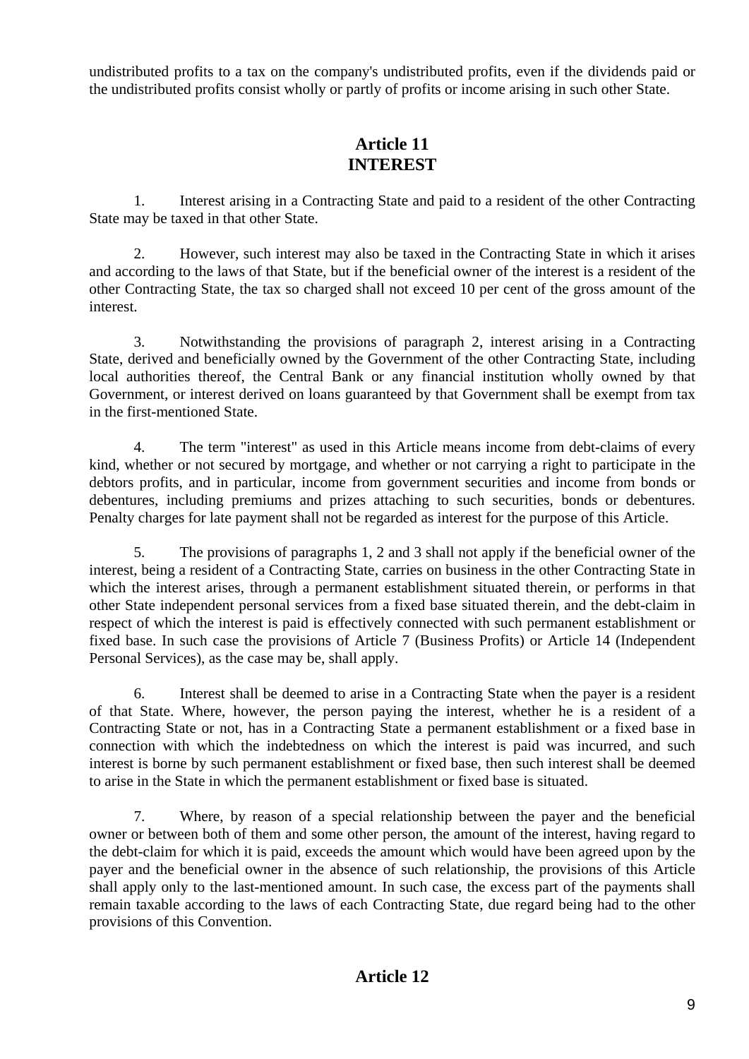undistributed profits to a tax on the company's undistributed profits, even if the dividends paid or the undistributed profits consist wholly or partly of profits or income arising in such other State.

## Article 11
## INTEREST

1. Interest arising in a Contracting State and paid to a resident of the other Contracting State may be taxed in that other State.

2. However, such interest may also be taxed in the Contracting State in which it arises and according to the laws of that State, but if the beneficial owner of the interest is a resident of the other Contracting State, the tax so charged shall not exceed 10 per cent of the gross amount of the interest.

3. Notwithstanding the provisions of paragraph 2, interest arising in a Contracting State, derived and beneficially owned by the Government of the other Contracting State, including local authorities thereof, the Central Bank or any financial institution wholly owned by that Government, or interest derived on loans guaranteed by that Government shall be exempt from tax in the first-mentioned State.

4. The term "interest" as used in this Article means income from debt-claims of every kind, whether or not secured by mortgage, and whether or not carrying a right to participate in the debtors profits, and in particular, income from government securities and income from bonds or debentures, including premiums and prizes attaching to such securities, bonds or debentures. Penalty charges for late payment shall not be regarded as interest for the purpose of this Article.

5. The provisions of paragraphs 1, 2 and 3 shall not apply if the beneficial owner of the interest, being a resident of a Contracting State, carries on business in the other Contracting State in which the interest arises, through a permanent establishment situated therein, or performs in that other State independent personal services from a fixed base situated therein, and the debt-claim in respect of which the interest is paid is effectively connected with such permanent establishment or fixed base. In such case the provisions of Article 7 (Business Profits) or Article 14 (Independent Personal Services), as the case may be, shall apply.

6. Interest shall be deemed to arise in a Contracting State when the payer is a resident of that State. Where, however, the person paying the interest, whether he is a resident of a Contracting State or not, has in a Contracting State a permanent establishment or a fixed base in connection with which the indebtedness on which the interest is paid was incurred, and such interest is borne by such permanent establishment or fixed base, then such interest shall be deemed to arise in the State in which the permanent establishment or fixed base is situated.

7. Where, by reason of a special relationship between the payer and the beneficial owner or between both of them and some other person, the amount of the interest, having regard to the debt-claim for which it is paid, exceeds the amount which would have been agreed upon by the payer and the beneficial owner in the absence of such relationship, the provisions of this Article shall apply only to the last-mentioned amount. In such case, the excess part of the payments shall remain taxable according to the laws of each Contracting State, due regard being had to the other provisions of this Convention.

## Article 12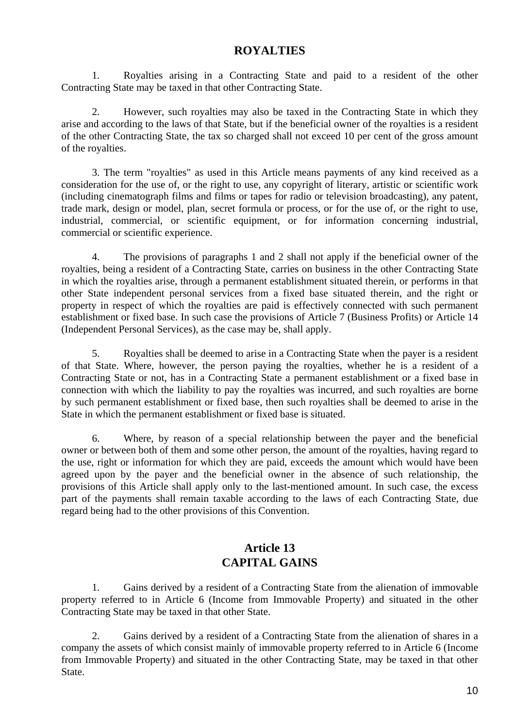## ROYALTIES

1. Royalties arising in a Contracting State and paid to a resident of the other Contracting State may be taxed in that other Contracting State.

2. However, such royalties may also be taxed in the Contracting State in which they arise and according to the laws of that State, but if the beneficial owner of the royalties is a resident of the other Contracting State, the tax so charged shall not exceed 10 per cent of the gross amount of the royalties.

3. The term "royalties" as used in this Article means payments of any kind received as a consideration for the use of, or the right to use, any copyright of literary, artistic or scientific work (including cinematograph films and films or tapes for radio or television broadcasting), any patent, trade mark, design or model, plan, secret formula or process, or for the use of, or the right to use, industrial, commercial, or scientific equipment, or for information concerning industrial, commercial or scientific experience.

4. The provisions of paragraphs 1 and 2 shall not apply if the beneficial owner of the royalties, being a resident of a Contracting State, carries on business in the other Contracting State in which the royalties arise, through a permanent establishment situated therein, or performs in that other State independent personal services from a fixed base situated therein, and the right or property in respect of which the royalties are paid is effectively connected with such permanent establishment or fixed base. In such case the provisions of Article 7 (Business Profits) or Article 14 (Independent Personal Services), as the case may be, shall apply.

5. Royalties shall be deemed to arise in a Contracting State when the payer is a resident of that State. Where, however, the person paying the royalties, whether he is a resident of a Contracting State or not, has in a Contracting State a permanent establishment or a fixed base in connection with which the liability to pay the royalties was incurred, and such royalties are borne by such permanent establishment or fixed base, then such royalties shall be deemed to arise in the State in which the permanent establishment or fixed base is situated.

6. Where, by reason of a special relationship between the payer and the beneficial owner or between both of them and some other person, the amount of the royalties, having regard to the use, right or information for which they are paid, exceeds the amount which would have been agreed upon by the payer and the beneficial owner in the absence of such relationship, the provisions of this Article shall apply only to the last-mentioned amount. In such case, the excess part of the payments shall remain taxable according to the laws of each Contracting State, due regard being had to the other provisions of this Convention.

## Article 13
## CAPITAL GAINS

1. Gains derived by a resident of a Contracting State from the alienation of immovable property referred to in Article 6 (Income from Immovable Property) and situated in the other Contracting State may be taxed in that other State.

2. Gains derived by a resident of a Contracting State from the alienation of shares in a company the assets of which consist mainly of immovable property referred to in Article 6 (Income from Immovable Property) and situated in the other Contracting State, may be taxed in that other State.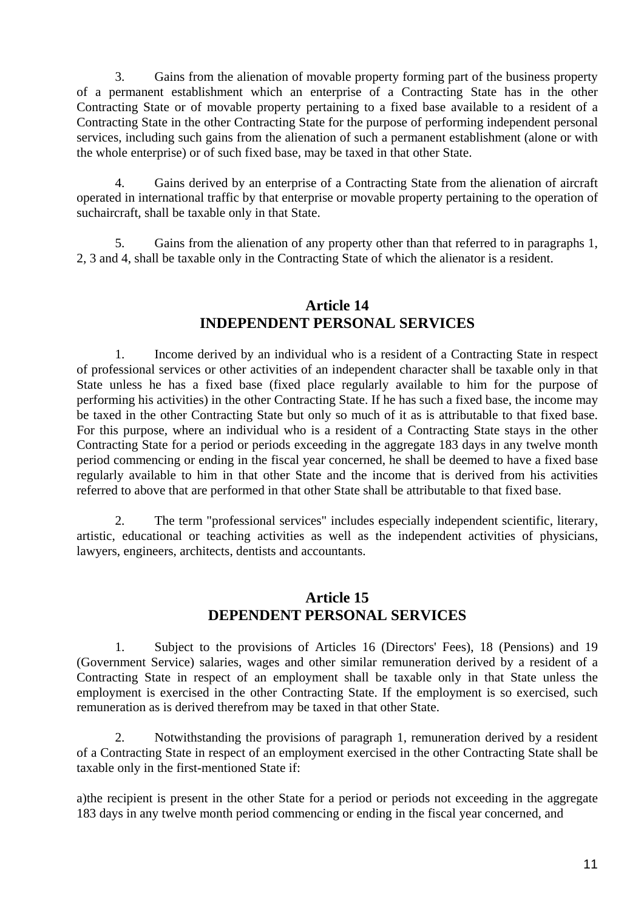3. Gains from the alienation of movable property forming part of the business property of a permanent establishment which an enterprise of a Contracting State has in the other Contracting State or of movable property pertaining to a fixed base available to a resident of a Contracting State in the other Contracting State for the purpose of performing independent personal services, including such gains from the alienation of such a permanent establishment (alone or with the whole enterprise) or of such fixed base, may be taxed in that other State.

4. Gains derived by an enterprise of a Contracting State from the alienation of aircraft operated in international traffic by that enterprise or movable property pertaining to the operation of suchaircraft, shall be taxable only in that State.

5. Gains from the alienation of any property other than that referred to in paragraphs 1, 2, 3 and 4, shall be taxable only in the Contracting State of which the alienator is a resident.

## Article 14
## INDEPENDENT PERSONAL SERVICES

1. Income derived by an individual who is a resident of a Contracting State in respect of professional services or other activities of an independent character shall be taxable only in that State unless he has a fixed base (fixed place regularly available to him for the purpose of performing his activities) in the other Contracting State. If he has such a fixed base, the income may be taxed in the other Contracting State but only so much of it as is attributable to that fixed base. For this purpose, where an individual who is a resident of a Contracting State stays in the other Contracting State for a period or periods exceeding in the aggregate 183 days in any twelve month period commencing or ending in the fiscal year concerned, he shall be deemed to have a fixed base regularly available to him in that other State and the income that is derived from his activities referred to above that are performed in that other State shall be attributable to that fixed base.

2. The term "professional services" includes especially independent scientific, literary, artistic, educational or teaching activities as well as the independent activities of physicians, lawyers, engineers, architects, dentists and accountants.

## Article 15
## DEPENDENT PERSONAL SERVICES

1. Subject to the provisions of Articles 16 (Directors' Fees), 18 (Pensions) and 19 (Government Service) salaries, wages and other similar remuneration derived by a resident of a Contracting State in respect of an employment shall be taxable only in that State unless the employment is exercised in the other Contracting State. If the employment is so exercised, such remuneration as is derived therefrom may be taxed in that other State.

2. Notwithstanding the provisions of paragraph 1, remuneration derived by a resident of a Contracting State in respect of an employment exercised in the other Contracting State shall be taxable only in the first-mentioned State if:

a)the recipient is present in the other State for a period or periods not exceeding in the aggregate 183 days in any twelve month period commencing or ending in the fiscal year concerned, and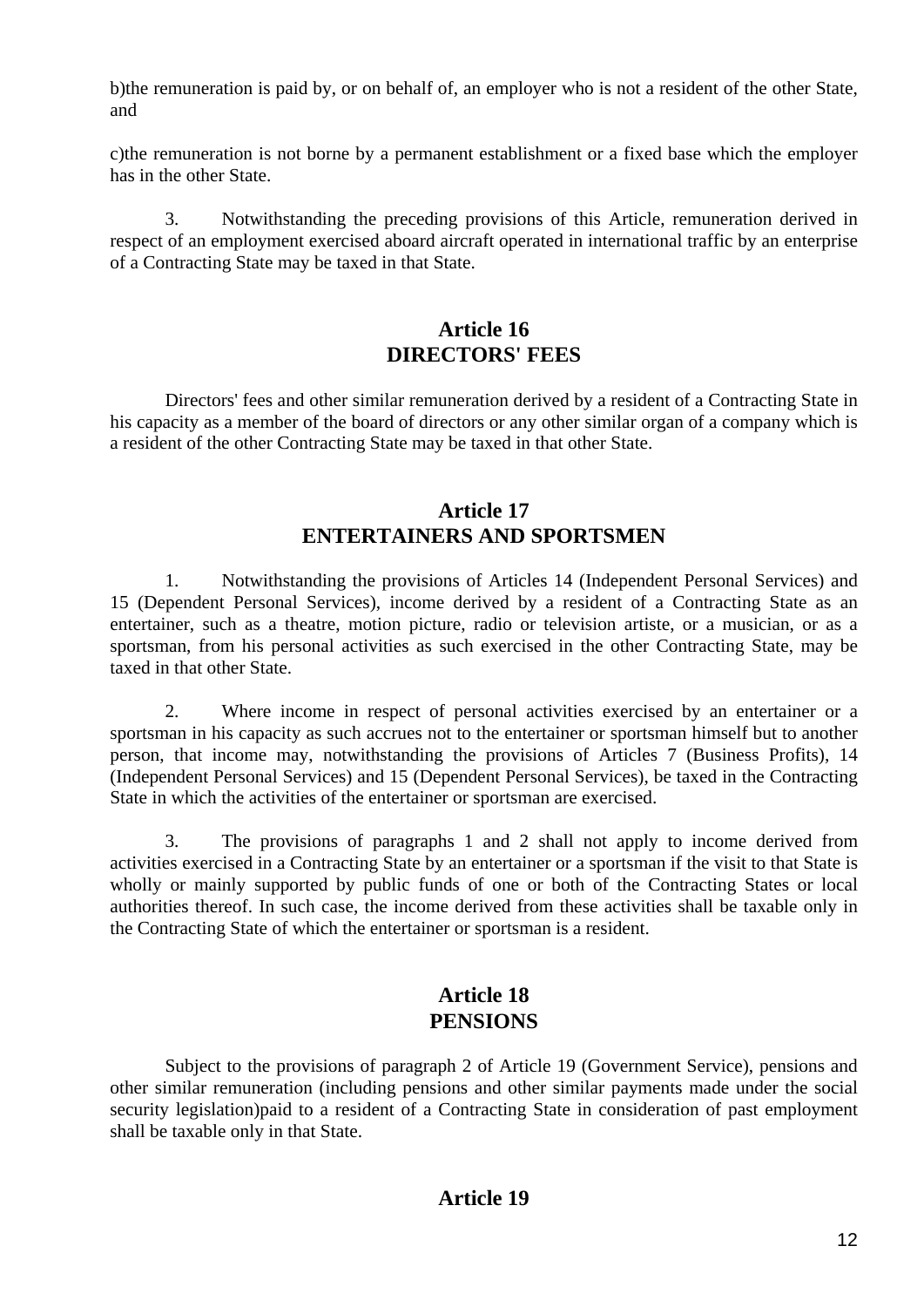b)the remuneration is paid by, or on behalf of, an employer who is not a resident of the other State, and

c)the remuneration is not borne by a permanent establishment or a fixed base which the employer has in the other State.

3. Notwithstanding the preceding provisions of this Article, remuneration derived in respect of an employment exercised aboard aircraft operated in international traffic by an enterprise of a Contracting State may be taxed in that State.

## Article 16
## DIRECTORS' FEES

Directors' fees and other similar remuneration derived by a resident of a Contracting State in his capacity as a member of the board of directors or any other similar organ of a company which is a resident of the other Contracting State may be taxed in that other State.

## Article 17
## ENTERTAINERS AND SPORTSMEN

1. Notwithstanding the provisions of Articles 14 (Independent Personal Services) and 15 (Dependent Personal Services), income derived by a resident of a Contracting State as an entertainer, such as a theatre, motion picture, radio or television artiste, or a musician, or as a sportsman, from his personal activities as such exercised in the other Contracting State, may be taxed in that other State.

2. Where income in respect of personal activities exercised by an entertainer or a sportsman in his capacity as such accrues not to the entertainer or sportsman himself but to another person, that income may, notwithstanding the provisions of Articles 7 (Business Profits), 14 (Independent Personal Services) and 15 (Dependent Personal Services), be taxed in the Contracting State in which the activities of the entertainer or sportsman are exercised.

3. The provisions of paragraphs 1 and 2 shall not apply to income derived from activities exercised in a Contracting State by an entertainer or a sportsman if the visit to that State is wholly or mainly supported by public funds of one or both of the Contracting States or local authorities thereof. In such case, the income derived from these activities shall be taxable only in the Contracting State of which the entertainer or sportsman is a resident.

## Article 18
## PENSIONS

Subject to the provisions of paragraph 2 of Article 19 (Government Service), pensions and other similar remuneration (including pensions and other similar payments made under the social security legislation)paid to a resident of a Contracting State in consideration of past employment shall be taxable only in that State.

## Article 19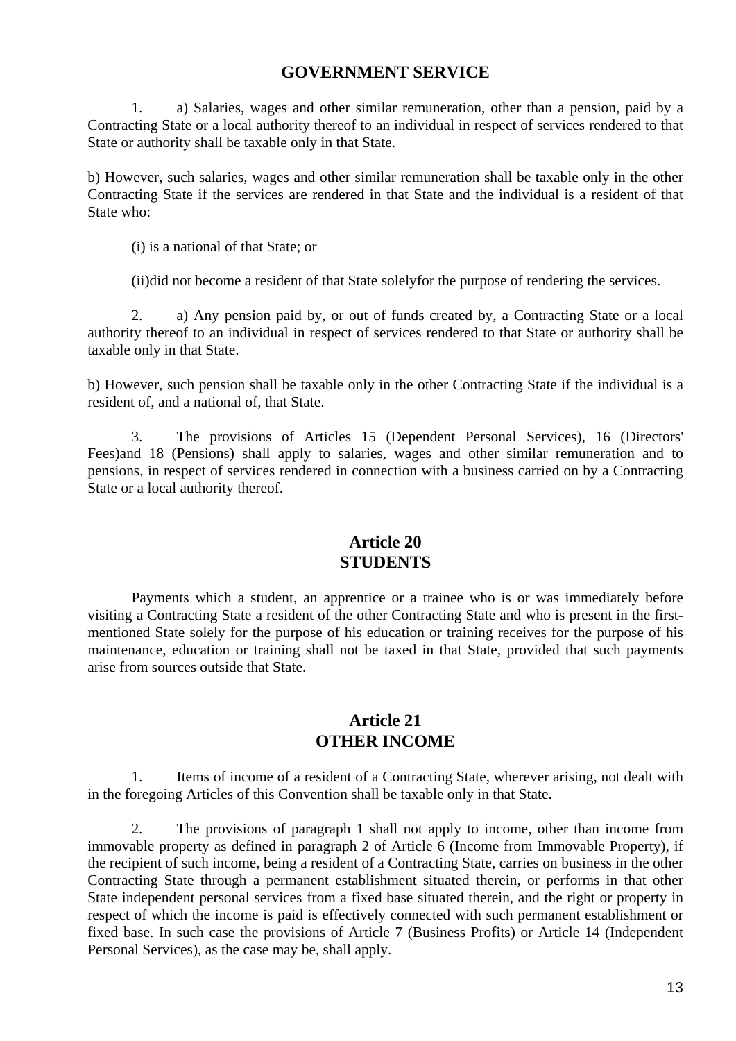## GOVERNMENT SERVICE

1. a) Salaries, wages and other similar remuneration, other than a pension, paid by a Contracting State or a local authority thereof to an individual in respect of services rendered to that State or authority shall be taxable only in that State.

b) However, such salaries, wages and other similar remuneration shall be taxable only in the other Contracting State if the services are rendered in that State and the individual is a resident of that State who:

(i) is a national of that State; or

(ii)did not become a resident of that State solelyfor the purpose of rendering the services.

2. a) Any pension paid by, or out of funds created by, a Contracting State or a local authority thereof to an individual in respect of services rendered to that State or authority shall be taxable only in that State.

b) However, such pension shall be taxable only in the other Contracting State if the individual is a resident of, and a national of, that State.

3. The provisions of Articles 15 (Dependent Personal Services), 16 (Directors' Fees)and 18 (Pensions) shall apply to salaries, wages and other similar remuneration and to pensions, in respect of services rendered in connection with a business carried on by a Contracting State or a local authority thereof.

## Article 20
## STUDENTS

Payments which a student, an apprentice or a trainee who is or was immediately before visiting a Contracting State a resident of the other Contracting State and who is present in the first-mentioned State solely for the purpose of his education or training receives for the purpose of his maintenance, education or training shall not be taxed in that State, provided that such payments arise from sources outside that State.

## Article 21
## OTHER INCOME

1. Items of income of a resident of a Contracting State, wherever arising, not dealt with in the foregoing Articles of this Convention shall be taxable only in that State.

2. The provisions of paragraph 1 shall not apply to income, other than income from immovable property as defined in paragraph 2 of Article 6 (Income from Immovable Property), if the recipient of such income, being a resident of a Contracting State, carries on business in the other Contracting State through a permanent establishment situated therein, or performs in that other State independent personal services from a fixed base situated therein, and the right or property in respect of which the income is paid is effectively connected with such permanent establishment or fixed base. In such case the provisions of Article 7 (Business Profits) or Article 14 (Independent Personal Services), as the case may be, shall apply.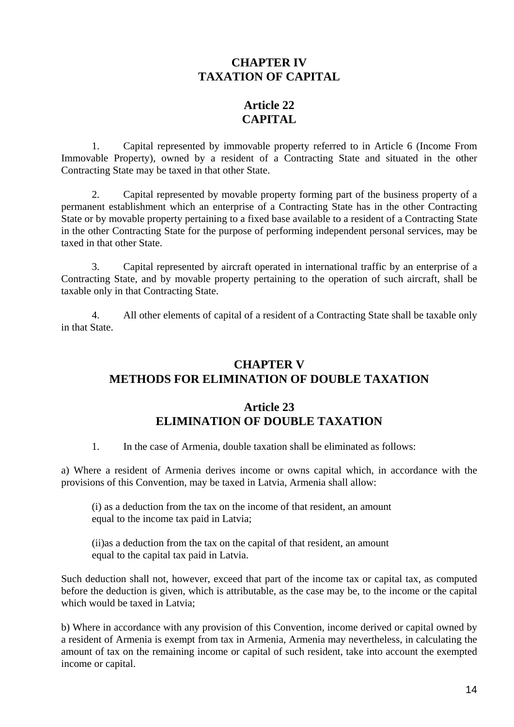## CHAPTER IV
## TAXATION OF CAPITAL

### Article 22
### CAPITAL

1. Capital represented by immovable property referred to in Article 6 (Income From Immovable Property), owned by a resident of a Contracting State and situated in the other Contracting State may be taxed in that other State.

2. Capital represented by movable property forming part of the business property of a permanent establishment which an enterprise of a Contracting State has in the other Contracting State or by movable property pertaining to a fixed base available to a resident of a Contracting State in the other Contracting State for the purpose of performing independent personal services, may be taxed in that other State.

3. Capital represented by aircraft operated in international traffic by an enterprise of a Contracting State, and by movable property pertaining to the operation of such aircraft, shall be taxable only in that Contracting State.

4. All other elements of capital of a resident of a Contracting State shall be taxable only in that State.

## CHAPTER V
## METHODS FOR ELIMINATION OF DOUBLE TAXATION

### Article 23
### ELIMINATION OF DOUBLE TAXATION

1. In the case of Armenia, double taxation shall be eliminated as follows:

a) Where a resident of Armenia derives income or owns capital which, in accordance with the provisions of this Convention, may be taxed in Latvia, Armenia shall allow:

(i) as a deduction from the tax on the income of that resident, an amount equal to the income tax paid in Latvia;

(ii)as a deduction from the tax on the capital of that resident, an amount equal to the capital tax paid in Latvia.

Such deduction shall not, however, exceed that part of the income tax or capital tax, as computed before the deduction is given, which is attributable, as the case may be, to the income or the capital which would be taxed in Latvia;

b) Where in accordance with any provision of this Convention, income derived or capital owned by a resident of Armenia is exempt from tax in Armenia, Armenia may nevertheless, in calculating the amount of tax on the remaining income or capital of such resident, take into account the exempted income or capital.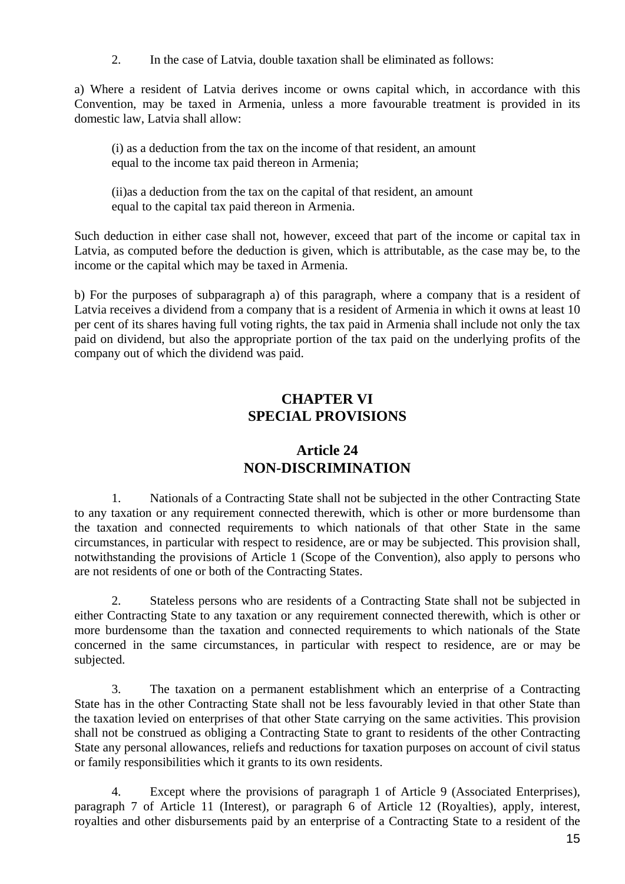2. In the case of Latvia, double taxation shall be eliminated as follows:

a) Where a resident of Latvia derives income or owns capital which, in accordance with this Convention, may be taxed in Armenia, unless a more favourable treatment is provided in its domestic law, Latvia shall allow:

(i) as a deduction from the tax on the income of that resident, an amount equal to the income tax paid thereon in Armenia;

(ii)as a deduction from the tax on the capital of that resident, an amount equal to the capital tax paid thereon in Armenia.

Such deduction in either case shall not, however, exceed that part of the income or capital tax in Latvia, as computed before the deduction is given, which is attributable, as the case may be, to the income or the capital which may be taxed in Armenia.

b) For the purposes of subparagraph a) of this paragraph, where a company that is a resident of Latvia receives a dividend from a company that is a resident of Armenia in which it owns at least 10 per cent of its shares having full voting rights, the tax paid in Armenia shall include not only the tax paid on dividend, but also the appropriate portion of the tax paid on the underlying profits of the company out of which the dividend was paid.

## CHAPTER VI
## SPECIAL PROVISIONS

### Article 24
### NON-DISCRIMINATION

1. Nationals of a Contracting State shall not be subjected in the other Contracting State to any taxation or any requirement connected therewith, which is other or more burdensome than the taxation and connected requirements to which nationals of that other State in the same circumstances, in particular with respect to residence, are or may be subjected. This provision shall, notwithstanding the provisions of Article 1 (Scope of the Convention), also apply to persons who are not residents of one or both of the Contracting States.

2. Stateless persons who are residents of a Contracting State shall not be subjected in either Contracting State to any taxation or any requirement connected therewith, which is other or more burdensome than the taxation and connected requirements to which nationals of the State concerned in the same circumstances, in particular with respect to residence, are or may be subjected.

3. The taxation on a permanent establishment which an enterprise of a Contracting State has in the other Contracting State shall not be less favourably levied in that other State than the taxation levied on enterprises of that other State carrying on the same activities. This provision shall not be construed as obliging a Contracting State to grant to residents of the other Contracting State any personal allowances, reliefs and reductions for taxation purposes on account of civil status or family responsibilities which it grants to its own residents.

4. Except where the provisions of paragraph 1 of Article 9 (Associated Enterprises), paragraph 7 of Article 11 (Interest), or paragraph 6 of Article 12 (Royalties), apply, interest, royalties and other disbursements paid by an enterprise of a Contracting State to a resident of the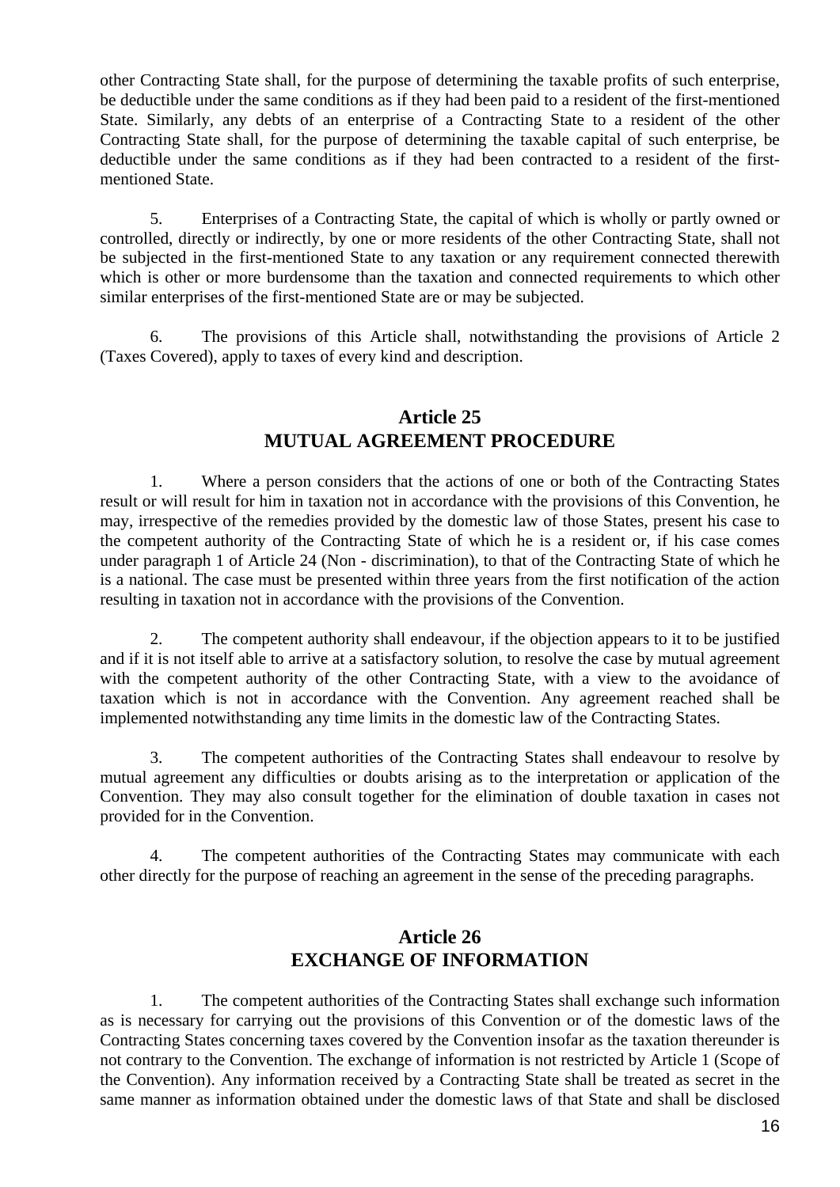other Contracting State shall, for the purpose of determining the taxable profits of such enterprise, be deductible under the same conditions as if they had been paid to a resident of the first-mentioned State. Similarly, any debts of an enterprise of a Contracting State to a resident of the other Contracting State shall, for the purpose of determining the taxable capital of such enterprise, be deductible under the same conditions as if they had been contracted to a resident of the first-mentioned State.

5. Enterprises of a Contracting State, the capital of which is wholly or partly owned or controlled, directly or indirectly, by one or more residents of the other Contracting State, shall not be subjected in the first-mentioned State to any taxation or any requirement connected therewith which is other or more burdensome than the taxation and connected requirements to which other similar enterprises of the first-mentioned State are or may be subjected.

6. The provisions of this Article shall, notwithstanding the provisions of Article 2 (Taxes Covered), apply to taxes of every kind and description.

## Article 25
## MUTUAL AGREEMENT PROCEDURE

1. Where a person considers that the actions of one or both of the Contracting States result or will result for him in taxation not in accordance with the provisions of this Convention, he may, irrespective of the remedies provided by the domestic law of those States, present his case to the competent authority of the Contracting State of which he is a resident or, if his case comes under paragraph 1 of Article 24 (Non - discrimination), to that of the Contracting State of which he is a national. The case must be presented within three years from the first notification of the action resulting in taxation not in accordance with the provisions of the Convention.

2. The competent authority shall endeavour, if the objection appears to it to be justified and if it is not itself able to arrive at a satisfactory solution, to resolve the case by mutual agreement with the competent authority of the other Contracting State, with a view to the avoidance of taxation which is not in accordance with the Convention. Any agreement reached shall be implemented notwithstanding any time limits in the domestic law of the Contracting States.

3. The competent authorities of the Contracting States shall endeavour to resolve by mutual agreement any difficulties or doubts arising as to the interpretation or application of the Convention. They may also consult together for the elimination of double taxation in cases not provided for in the Convention.

4. The competent authorities of the Contracting States may communicate with each other directly for the purpose of reaching an agreement in the sense of the preceding paragraphs.

## Article 26
## EXCHANGE OF INFORMATION

1. The competent authorities of the Contracting States shall exchange such information as is necessary for carrying out the provisions of this Convention or of the domestic laws of the Contracting States concerning taxes covered by the Convention insofar as the taxation thereunder is not contrary to the Convention. The exchange of information is not restricted by Article 1 (Scope of the Convention). Any information received by a Contracting State shall be treated as secret in the same manner as information obtained under the domestic laws of that State and shall be disclosed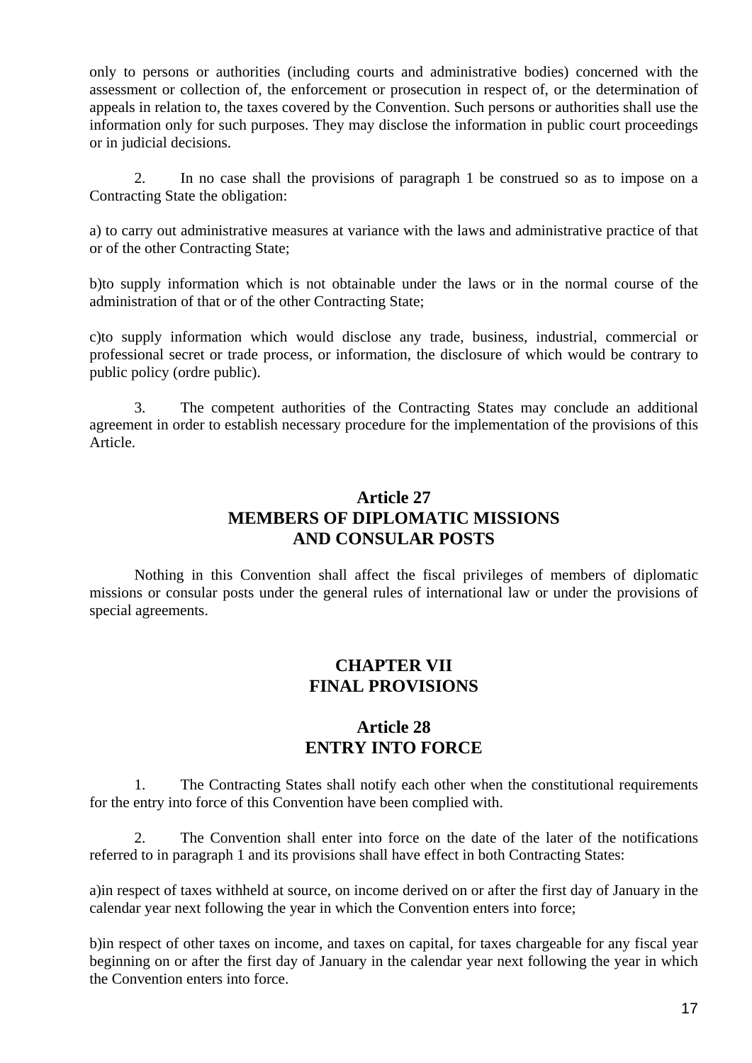only to persons or authorities (including courts and administrative bodies) concerned with the assessment or collection of, the enforcement or prosecution in respect of, or the determination of appeals in relation to, the taxes covered by the Convention. Such persons or authorities shall use the information only for such purposes. They may disclose the information in public court proceedings or in judicial decisions.

2. In no case shall the provisions of paragraph 1 be construed so as to impose on a Contracting State the obligation:

a) to carry out administrative measures at variance with the laws and administrative practice of that or of the other Contracting State;

b)to supply information which is not obtainable under the laws or in the normal course of the administration of that or of the other Contracting State;

c)to supply information which would disclose any trade, business, industrial, commercial or professional secret or trade process, or information, the disclosure of which would be contrary to public policy (ordre public).

3. The competent authorities of the Contracting States may conclude an additional agreement in order to establish necessary procedure for the implementation of the provisions of this Article.

## Article 27
## MEMBERS OF DIPLOMATIC MISSIONS AND CONSULAR POSTS

Nothing in this Convention shall affect the fiscal privileges of members of diplomatic missions or consular posts under the general rules of international law or under the provisions of special agreements.

# CHAPTER VII
# FINAL PROVISIONS

## Article 28
## ENTRY INTO FORCE

1. The Contracting States shall notify each other when the constitutional requirements for the entry into force of this Convention have been complied with.

2. The Convention shall enter into force on the date of the later of the notifications referred to in paragraph 1 and its provisions shall have effect in both Contracting States:

a)in respect of taxes withheld at source, on income derived on or after the first day of January in the calendar year next following the year in which the Convention enters into force;

b)in respect of other taxes on income, and taxes on capital, for taxes chargeable for any fiscal year beginning on or after the first day of January in the calendar year next following the year in which the Convention enters into force.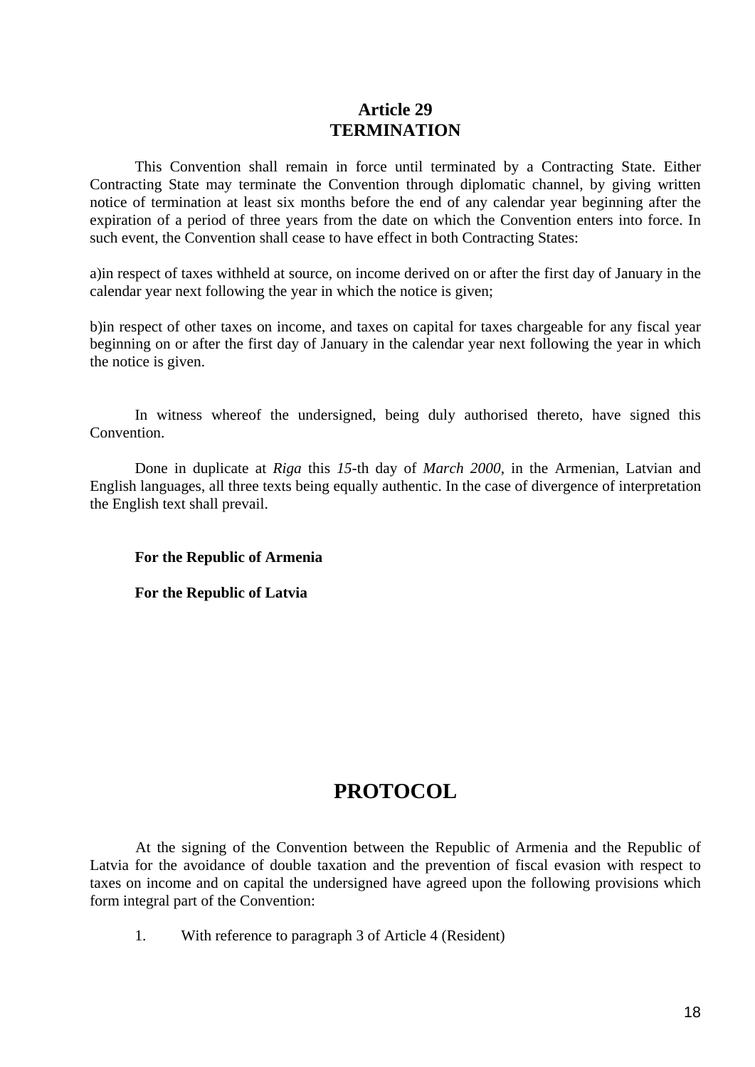## Article 29
## TERMINATION

This Convention shall remain in force until terminated by a Contracting State. Either Contracting State may terminate the Convention through diplomatic channel, by giving written notice of termination at least six months before the end of any calendar year beginning after the expiration of a period of three years from the date on which the Convention enters into force. In such event, the Convention shall cease to have effect in both Contracting States:

a)in respect of taxes withheld at source, on income derived on or after the first day of January in the calendar year next following the year in which the notice is given;

b)in respect of other taxes on income, and taxes on capital for taxes chargeable for any fiscal year beginning on or after the first day of January in the calendar year next following the year in which the notice is given.

In witness whereof the undersigned, being duly authorised thereto, have signed this Convention.

Done in duplicate at *Riga* this *15*-th day of *March 2000*, in the Armenian, Latvian and English languages, all three texts being equally authentic. In the case of divergence of interpretation the English text shall prevail.

**For the Republic of Armenia**

**For the Republic of Latvia**

# PROTOCOL

At the signing of the Convention between the Republic of Armenia and the Republic of Latvia for the avoidance of double taxation and the prevention of fiscal evasion with respect to taxes on income and on capital the undersigned have agreed upon the following provisions which form integral part of the Convention:

1. With reference to paragraph 3 of Article 4 (Resident)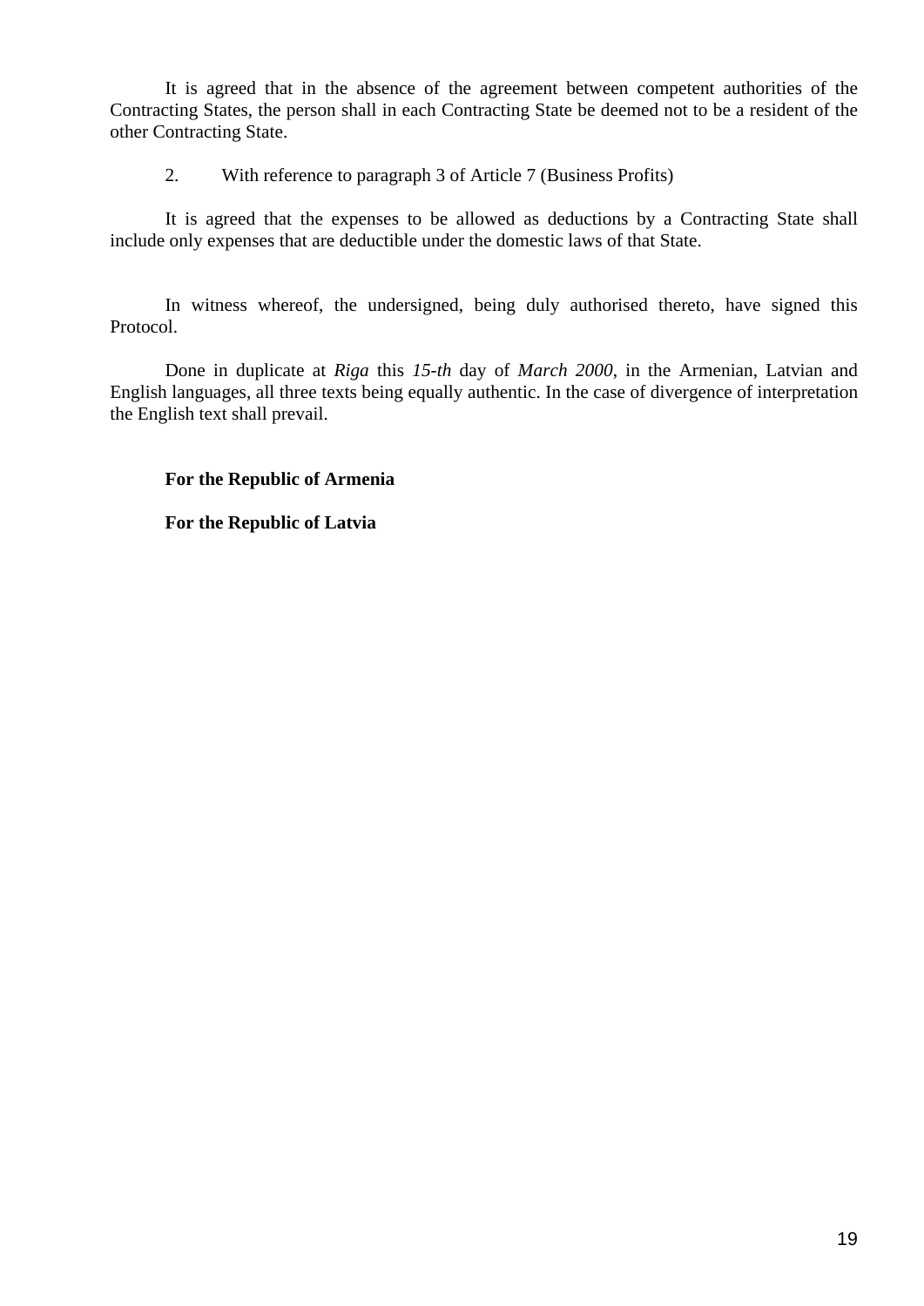It is agreed that in the absence of the agreement between competent authorities of the Contracting States, the person shall in each Contracting State be deemed not to be a resident of the other Contracting State.

2. With reference to paragraph 3 of Article 7 (Business Profits)

It is agreed that the expenses to be allowed as deductions by a Contracting State shall include only expenses that are deductible under the domestic laws of that State.

In witness whereof, the undersigned, being duly authorised thereto, have signed this Protocol.

Done in duplicate at *Riga* this *15-th* day of *March 2000*, in the Armenian, Latvian and English languages, all three texts being equally authentic. In the case of divergence of interpretation the English text shall prevail.

**For the Republic of Armenia**

**For the Republic of Latvia**